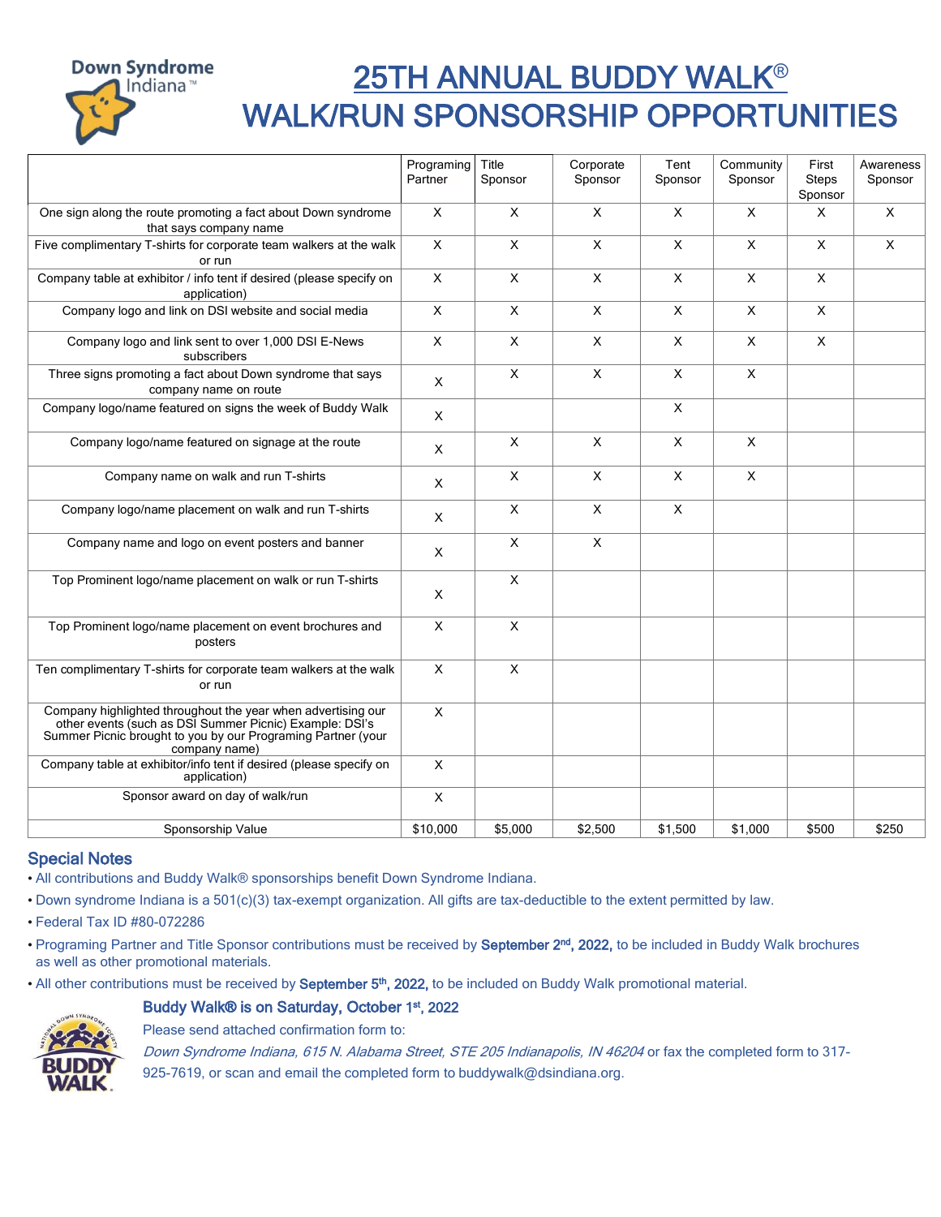# 25TH ANNUAL BUDDY WALK®
# WALK/RUN SPONSORSHIP OPPORTUNITIES

| | Programing Partner | Title Sponsor | Corporate Sponsor | Tent Sponsor | Community Sponsor | First Steps Sponsor | Awareness Sponsor |
|---|---|---|---|---|---|---|---|
| One sign along the route promoting a fact about Down syndrome that says company name | X | X | X | X | X | X | X |
| Five complimentary T-shirts for corporate team walkers at the walk or run | X | X | X | X | X | X | X |
| Company table at exhibitor / info tent if desired (please specify on application) | X | X | X | X | X | X | |
| Company logo and link on DSI website and social media | X | X | X | X | X | X | |
| Company logo and link sent to over 1,000 DSI E-News subscribers | X | X | X | X | X | X | |
| Three signs promoting a fact about Down syndrome that says company name on route | X | X | X | X | X | | |
| Company logo/name featured on signs the week of Buddy Walk | X | | | X | | | |
| Company logo/name featured on signage at the route | X | X | X | X | X | | |
| Company name on walk and run T-shirts | X | X | X | X | X | | |
| Company logo/name placement on walk and run T-shirts | X | X | X | X | | | |
| Company name and logo on event posters and banner | X | X | X | | | | |
| Top Prominent logo/name placement on walk or run T-shirts | X | X | | | | | |
| Top Prominent logo/name placement on event brochures and posters | X | X | | | | | |
| Ten complimentary T-shirts for corporate team walkers at the walk or run | X | X | | | | | |
| Company highlighted throughout the year when advertising our other events (such as DSI Summer Picnic) Example: DSI's Summer Picnic brought to you by our Programing Partner (your company name) | X | | | | | | |
| Company table at exhibitor/info tent if desired (please specify on application) | X | | | | | | |
| Sponsor award on day of walk/run | X | | | | | | |
| Sponsorship Value | $10,000 | $5,000 | $2,500 | $1,500 | $1,000 | $500 | $250 |

## Special Notes

- All contributions and Buddy Walk® sponsorships benefit Down Syndrome Indiana.
- Down syndrome Indiana is a 501(c)(3) tax-exempt organization. All gifts are tax-deductible to the extent permitted by law.
- Federal Tax ID #80-072286
- Programing Partner and Title Sponsor contributions must be received by **September 2nd, 2022,** to be included in Buddy Walk brochures as well as other promotional materials.
- All other contributions must be received by **September 5th, 2022,** to be included on Buddy Walk promotional material.

**Buddy Walk® is on Saturday, October 1st, 2022**

Please send attached confirmation form to:

*Down Syndrome Indiana, 615 N. Alabama Street, STE 205 Indianapolis, IN 46204* or fax the completed form to 317-925-7619, or scan and email the completed form to buddywalk@dsindiana.org.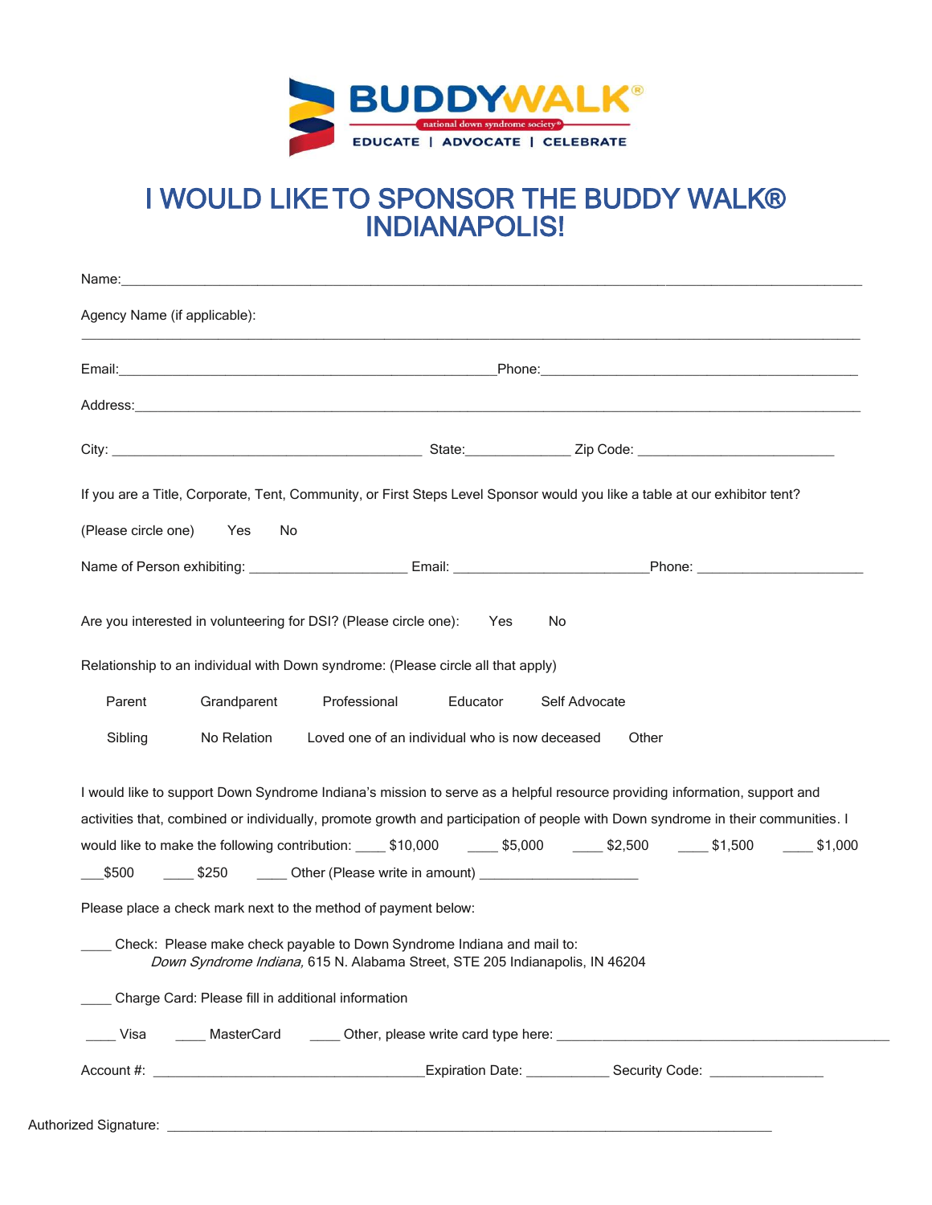BUDDYWALK®
national down syndrome society®
EDUCATE | ADVOCATE | CELEBRATE

# I WOULD LIKE TO SPONSOR THE BUDDY WALK® INDIANAPOLIS!

Name:_______________________________________________________________________________

Agency Name (if applicable):

_____________________________________________________________________________________

Email:_____________________________________________Phone:_______________________________________

Address:_____________________________________________________________________________________

City: ____________________________________ State:____________ Zip Code: _______________________

If you are a Title, Corporate, Tent, Community, or First Steps Level Sponsor would you like a table at our exhibitor tent?

(Please circle one) Yes No

Name of Person exhibiting: __________________ Email: _______________________Phone: ____________________

Are you interested in volunteering for DSI? (Please circle one): Yes No

Relationship to an individual with Down syndrome: (Please circle all that apply)

Parent Grandparent Professional Educator Self Advocate

Sibling No Relation Loved one of an individual who is now deceased Other

I would like to support Down Syndrome Indiana's mission to serve as a helpful resource providing information, support and activities that, combined or individually, promote growth and participation of people with Down syndrome in their communities. I would like to make the following contribution: ____ $10,000 ____ $5,000 ____ $2,500 ____ $1,500 ____ $1,000 ___$500 ____ $250 ____ Other (Please write in amount) ____________________

Please place a check mark next to the method of payment below:

____ Check: Please make check payable to Down Syndrome Indiana and mail to:
*Down Syndrome Indiana,* 615 N. Alabama Street, STE 205 Indianapolis, IN 46204

____ Charge Card: Please fill in additional information

____ Visa ____ MasterCard ____ Other, please write card type here: ________________________________________

Account #: _________________________________Expiration Date: __________ Security Code: ______________

Authorized Signature: ___________________________________________________________________________